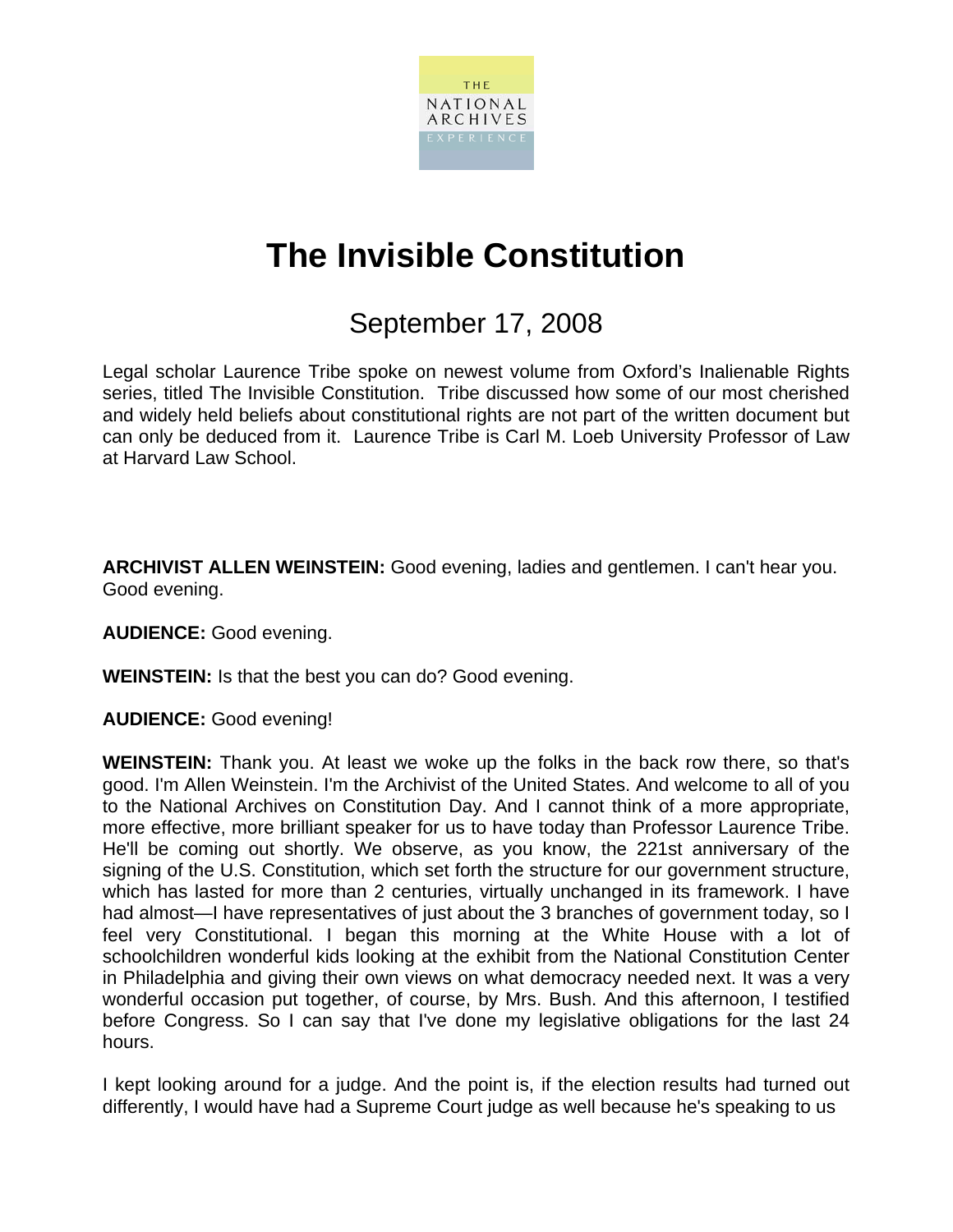THE NATIONAL ARCHIVES EXPERIENCE

# The Invisible Constitution

## September 17, 2008

Legal scholar Laurence Tribe spoke on newest volume from Oxford's Inalienable Rights series, titled The Invisible Constitution. Tribe discussed how some of our most cherished and widely held beliefs about constitutional rights are not part of the written document but can only be deduced from it. Laurence Tribe is Carl M. Loeb University Professor of Law at Harvard Law School.

**ARCHIVIST ALLEN WEINSTEIN:** Good evening, ladies and gentlemen. I can't hear you. Good evening.

**AUDIENCE:** Good evening.

**WEINSTEIN:** Is that the best you can do? Good evening.

**AUDIENCE:** Good evening!

**WEINSTEIN:** Thank you. At least we woke up the folks in the back row there, so that's good. I'm Allen Weinstein. I'm the Archivist of the United States. And welcome to all of you to the National Archives on Constitution Day. And I cannot think of a more appropriate, more effective, more brilliant speaker for us to have today than Professor Laurence Tribe. He'll be coming out shortly. We observe, as you know, the 221st anniversary of the signing of the U.S. Constitution, which set forth the structure for our government structure, which has lasted for more than 2 centuries, virtually unchanged in its framework. I have had almost—I have representatives of just about the 3 branches of government today, so I feel very Constitutional. I began this morning at the White House with a lot of schoolchildren wonderful kids looking at the exhibit from the National Constitution Center in Philadelphia and giving their own views on what democracy needed next. It was a very wonderful occasion put together, of course, by Mrs. Bush. And this afternoon, I testified before Congress. So I can say that I've done my legislative obligations for the last 24 hours.

I kept looking around for a judge. And the point is, if the election results had turned out differently, I would have had a Supreme Court judge as well because he's speaking to us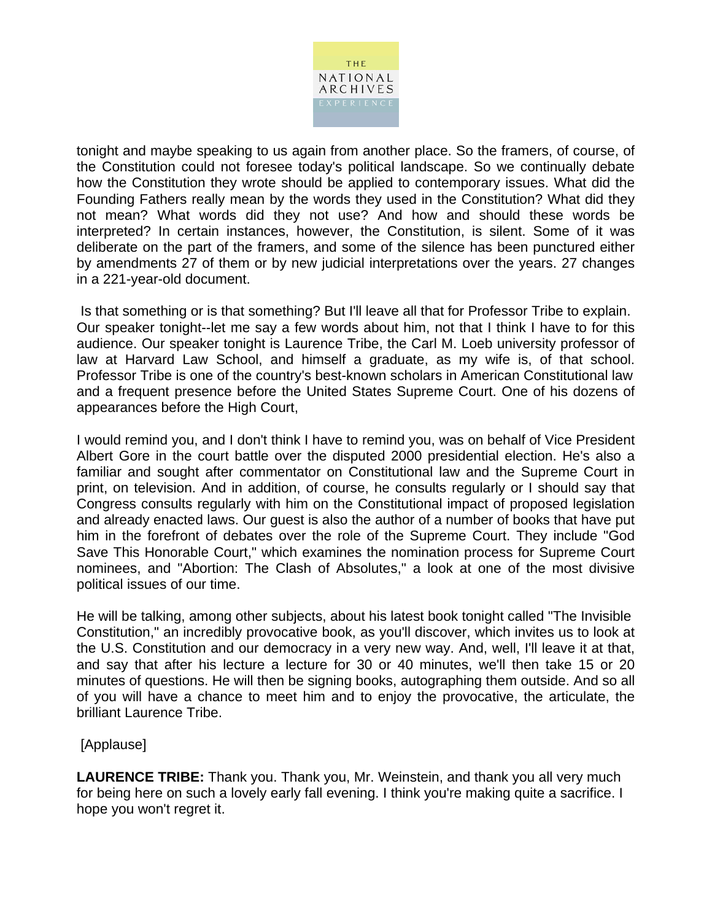tonight and maybe speaking to us again from another place. So the framers, of course, of the Constitution could not foresee today's political landscape. So we continually debate how the Constitution they wrote should be applied to contemporary issues. What did the Founding Fathers really mean by the words they used in the Constitution? What did they not mean? What words did they not use? And how and should these words be interpreted? In certain instances, however, the Constitution, is silent. Some of it was deliberate on the part of the framers, and some of the silence has been punctured either by amendments 27 of them or by new judicial interpretations over the years. 27 changes in a 221-year-old document.

Is that something or is that something? But I'll leave all that for Professor Tribe to explain. Our speaker tonight--let me say a few words about him, not that I think I have to for this audience. Our speaker tonight is Laurence Tribe, the Carl M. Loeb university professor of law at Harvard Law School, and himself a graduate, as my wife is, of that school. Professor Tribe is one of the country's best-known scholars in American Constitutional law and a frequent presence before the United States Supreme Court. One of his dozens of appearances before the High Court,

I would remind you, and I don't think I have to remind you, was on behalf of Vice President Albert Gore in the court battle over the disputed 2000 presidential election. He's also a familiar and sought after commentator on Constitutional law and the Supreme Court in print, on television. And in addition, of course, he consults regularly or I should say that Congress consults regularly with him on the Constitutional impact of proposed legislation and already enacted laws. Our guest is also the author of a number of books that have put him in the forefront of debates over the role of the Supreme Court. They include "God Save This Honorable Court," which examines the nomination process for Supreme Court nominees, and "Abortion: The Clash of Absolutes," a look at one of the most divisive political issues of our time.

He will be talking, among other subjects, about his latest book tonight called "The Invisible Constitution," an incredibly provocative book, as you'll discover, which invites us to look at the U.S. Constitution and our democracy in a very new way. And, well, I'll leave it at that, and say that after his lecture a lecture for 30 or 40 minutes, we'll then take 15 or 20 minutes of questions. He will then be signing books, autographing them outside. And so all of you will have a chance to meet him and to enjoy the provocative, the articulate, the brilliant Laurence Tribe.

[Applause]

**LAURENCE TRIBE:** Thank you. Thank you, Mr. Weinstein, and thank you all very much for being here on such a lovely early fall evening. I think you're making quite a sacrifice. I hope you won't regret it.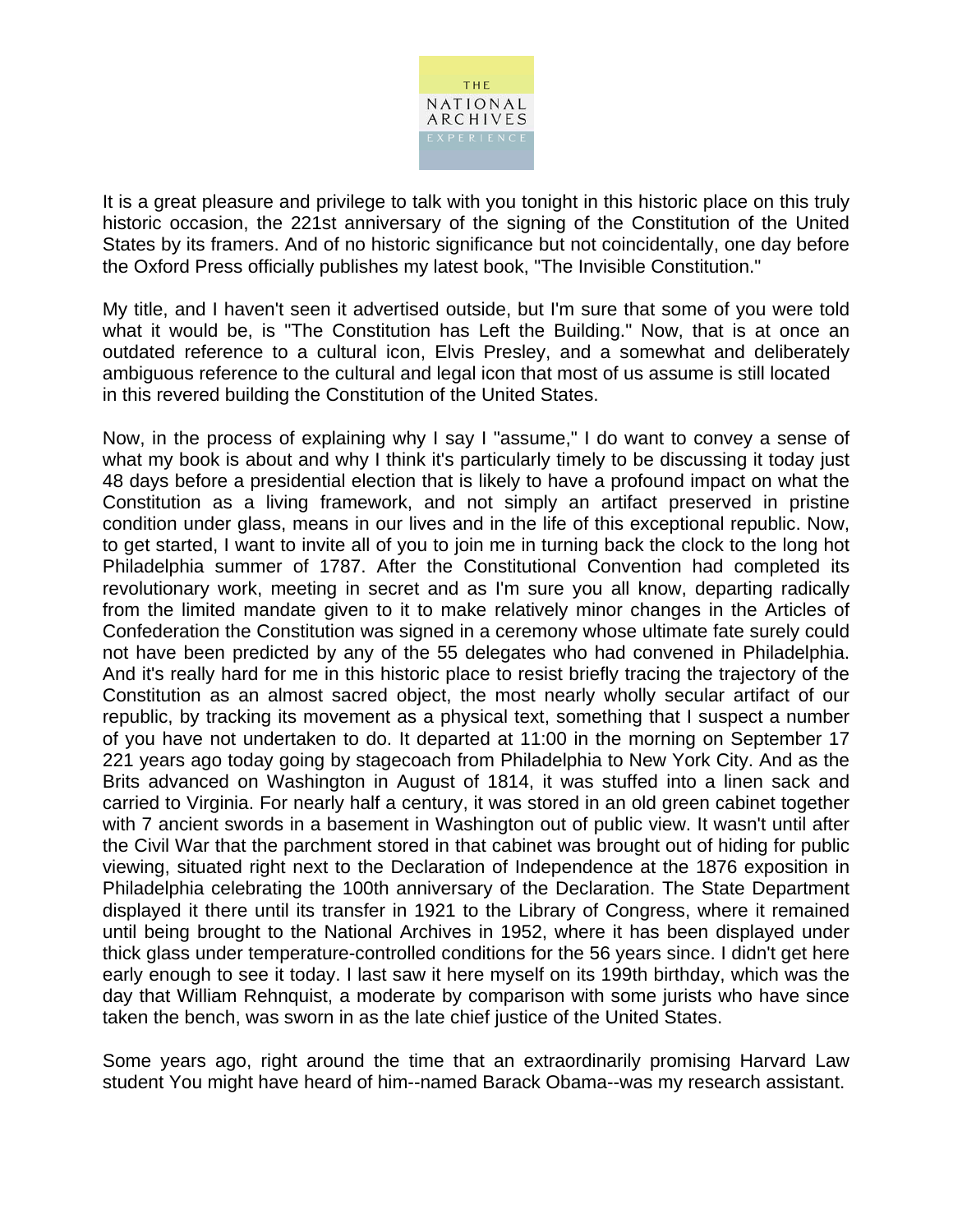It is a great pleasure and privilege to talk with you tonight in this historic place on this truly historic occasion, the 221st anniversary of the signing of the Constitution of the United States by its framers. And of no historic significance but not coincidentally, one day before the Oxford Press officially publishes my latest book, "The Invisible Constitution."

My title, and I haven't seen it advertised outside, but I'm sure that some of you were told what it would be, is "The Constitution has Left the Building." Now, that is at once an outdated reference to a cultural icon, Elvis Presley, and a somewhat and deliberately ambiguous reference to the cultural and legal icon that most of us assume is still located in this revered building the Constitution of the United States.

Now, in the process of explaining why I say I "assume," I do want to convey a sense of what my book is about and why I think it's particularly timely to be discussing it today just 48 days before a presidential election that is likely to have a profound impact on what the Constitution as a living framework, and not simply an artifact preserved in pristine condition under glass, means in our lives and in the life of this exceptional republic. Now, to get started, I want to invite all of you to join me in turning back the clock to the long hot Philadelphia summer of 1787. After the Constitutional Convention had completed its revolutionary work, meeting in secret and as I'm sure you all know, departing radically from the limited mandate given to it to make relatively minor changes in the Articles of Confederation the Constitution was signed in a ceremony whose ultimate fate surely could not have been predicted by any of the 55 delegates who had convened in Philadelphia. And it's really hard for me in this historic place to resist briefly tracing the trajectory of the Constitution as an almost sacred object, the most nearly wholly secular artifact of our republic, by tracking its movement as a physical text, something that I suspect a number of you have not undertaken to do. It departed at 11:00 in the morning on September 17 221 years ago today going by stagecoach from Philadelphia to New York City. And as the Brits advanced on Washington in August of 1814, it was stuffed into a linen sack and carried to Virginia. For nearly half a century, it was stored in an old green cabinet together with 7 ancient swords in a basement in Washington out of public view. It wasn't until after the Civil War that the parchment stored in that cabinet was brought out of hiding for public viewing, situated right next to the Declaration of Independence at the 1876 exposition in Philadelphia celebrating the 100th anniversary of the Declaration. The State Department displayed it there until its transfer in 1921 to the Library of Congress, where it remained until being brought to the National Archives in 1952, where it has been displayed under thick glass under temperature-controlled conditions for the 56 years since. I didn't get here early enough to see it today. I last saw it here myself on its 199th birthday, which was the day that William Rehnquist, a moderate by comparison with some jurists who have since taken the bench, was sworn in as the late chief justice of the United States.

Some years ago, right around the time that an extraordinarily promising Harvard Law student You might have heard of him--named Barack Obama--was my research assistant.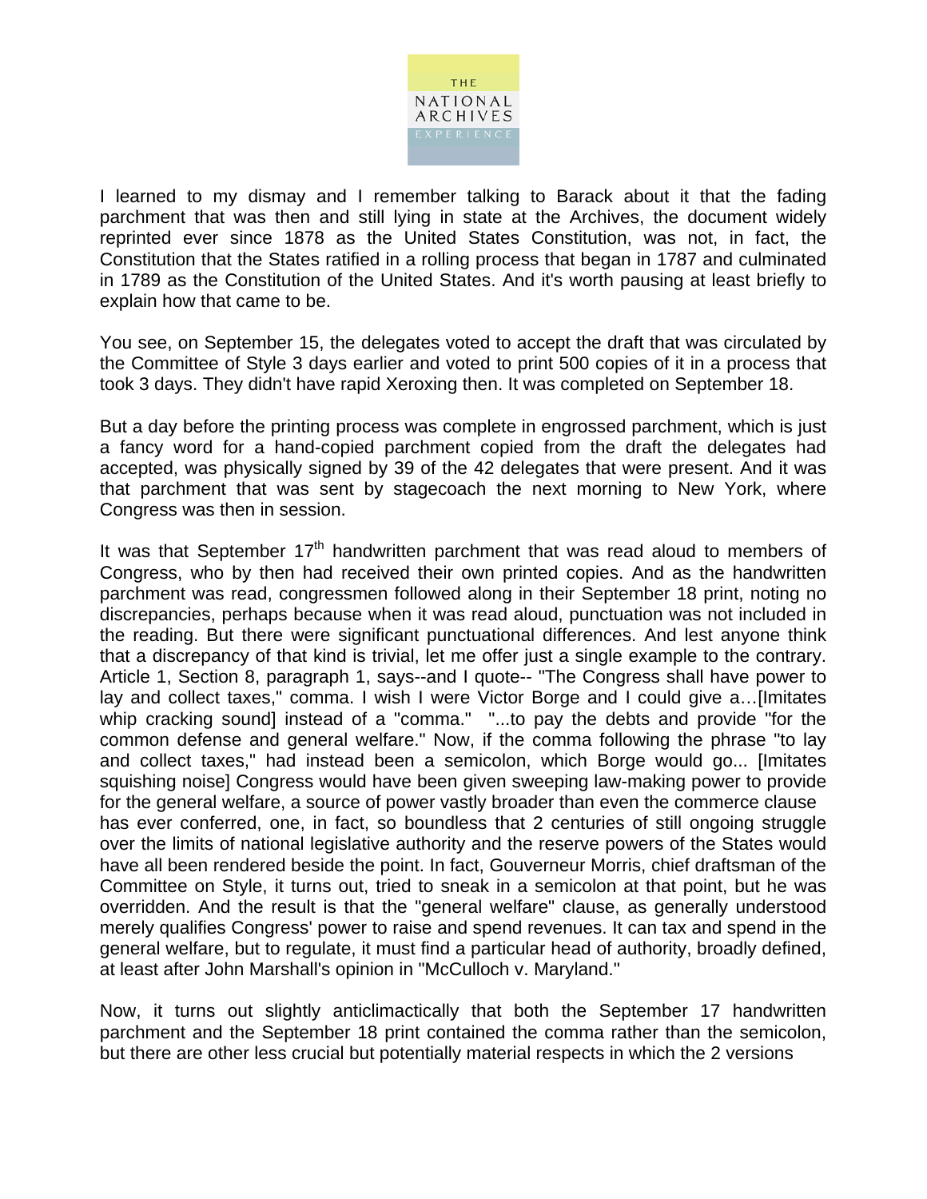I learned to my dismay and I remember talking to Barack about it that the fading parchment that was then and still lying in state at the Archives, the document widely reprinted ever since 1878 as the United States Constitution, was not, in fact, the Constitution that the States ratified in a rolling process that began in 1787 and culminated in 1789 as the Constitution of the United States. And it's worth pausing at least briefly to explain how that came to be.

You see, on September 15, the delegates voted to accept the draft that was circulated by the Committee of Style 3 days earlier and voted to print 500 copies of it in a process that took 3 days. They didn't have rapid Xeroxing then. It was completed on September 18.

But a day before the printing process was complete in engrossed parchment, which is just a fancy word for a hand-copied parchment copied from the draft the delegates had accepted, was physically signed by 39 of the 42 delegates that were present. And it was that parchment that was sent by stagecoach the next morning to New York, where Congress was then in session.

It was that September 17th handwritten parchment that was read aloud to members of Congress, who by then had received their own printed copies. And as the handwritten parchment was read, congressmen followed along in their September 18 print, noting no discrepancies, perhaps because when it was read aloud, punctuation was not included in the reading. But there were significant punctuational differences. And lest anyone think that a discrepancy of that kind is trivial, let me offer just a single example to the contrary. Article 1, Section 8, paragraph 1, says--and I quote-- "The Congress shall have power to lay and collect taxes," comma. I wish I were Victor Borge and I could give a…[Imitates whip cracking sound] instead of a "comma." "...to pay the debts and provide "for the common defense and general welfare." Now, if the comma following the phrase "to lay and collect taxes," had instead been a semicolon, which Borge would go... [Imitates squishing noise] Congress would have been given sweeping law-making power to provide for the general welfare, a source of power vastly broader than even the commerce clause has ever conferred, one, in fact, so boundless that 2 centuries of still ongoing struggle over the limits of national legislative authority and the reserve powers of the States would have all been rendered beside the point. In fact, Gouverneur Morris, chief draftsman of the Committee on Style, it turns out, tried to sneak in a semicolon at that point, but he was overridden. And the result is that the "general welfare" clause, as generally understood merely qualifies Congress' power to raise and spend revenues. It can tax and spend in the general welfare, but to regulate, it must find a particular head of authority, broadly defined, at least after John Marshall's opinion in "McCulloch v. Maryland."

Now, it turns out slightly anticlimactically that both the September 17 handwritten parchment and the September 18 print contained the comma rather than the semicolon, but there are other less crucial but potentially material respects in which the 2 versions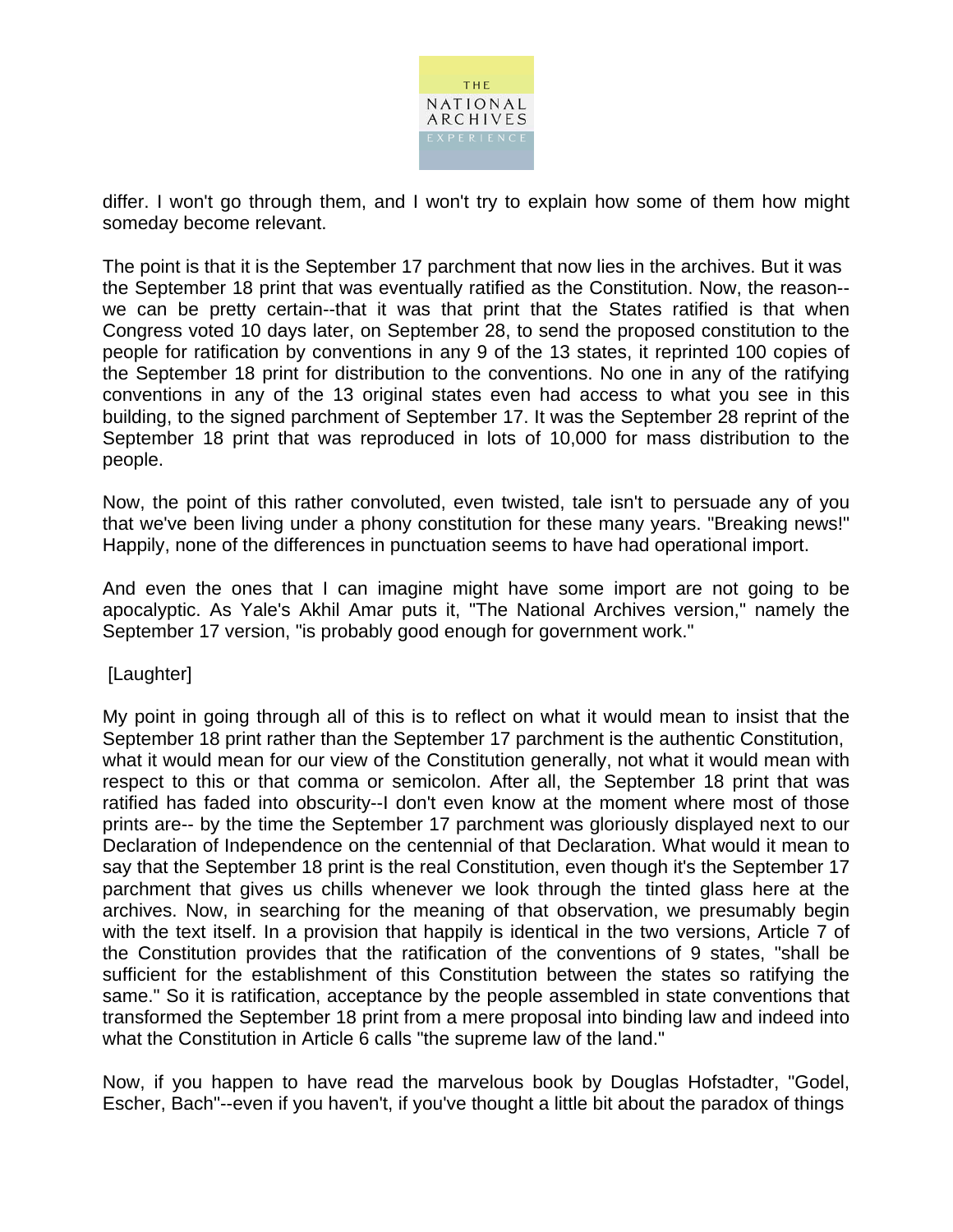differ. I won't go through them, and I won't try to explain how some of them how might someday become relevant.

The point is that it is the September 17 parchment that now lies in the archives. But it was the September 18 print that was eventually ratified as the Constitution. Now, the reason--we can be pretty certain--that it was that print that the States ratified is that when Congress voted 10 days later, on September 28, to send the proposed constitution to the people for ratification by conventions in any 9 of the 13 states, it reprinted 100 copies of the September 18 print for distribution to the conventions. No one in any of the ratifying conventions in any of the 13 original states even had access to what you see in this building, to the signed parchment of September 17. It was the September 28 reprint of the September 18 print that was reproduced in lots of 10,000 for mass distribution to the people.

Now, the point of this rather convoluted, even twisted, tale isn't to persuade any of you that we've been living under a phony constitution for these many years. "Breaking news!" Happily, none of the differences in punctuation seems to have had operational import.

And even the ones that I can imagine might have some import are not going to be apocalyptic. As Yale's Akhil Amar puts it, "The National Archives version," namely the September 17 version, "is probably good enough for government work."

[Laughter]

My point in going through all of this is to reflect on what it would mean to insist that the September 18 print rather than the September 17 parchment is the authentic Constitution, what it would mean for our view of the Constitution generally, not what it would mean with respect to this or that comma or semicolon. After all, the September 18 print that was ratified has faded into obscurity--I don't even know at the moment where most of those prints are-- by the time the September 17 parchment was gloriously displayed next to our Declaration of Independence on the centennial of that Declaration. What would it mean to say that the September 18 print is the real Constitution, even though it's the September 17 parchment that gives us chills whenever we look through the tinted glass here at the archives. Now, in searching for the meaning of that observation, we presumably begin with the text itself. In a provision that happily is identical in the two versions, Article 7 of the Constitution provides that the ratification of the conventions of 9 states, "shall be sufficient for the establishment of this Constitution between the states so ratifying the same." So it is ratification, acceptance by the people assembled in state conventions that transformed the September 18 print from a mere proposal into binding law and indeed into what the Constitution in Article 6 calls "the supreme law of the land."

Now, if you happen to have read the marvelous book by Douglas Hofstadter, "Godel, Escher, Bach"--even if you haven't, if you've thought a little bit about the paradox of things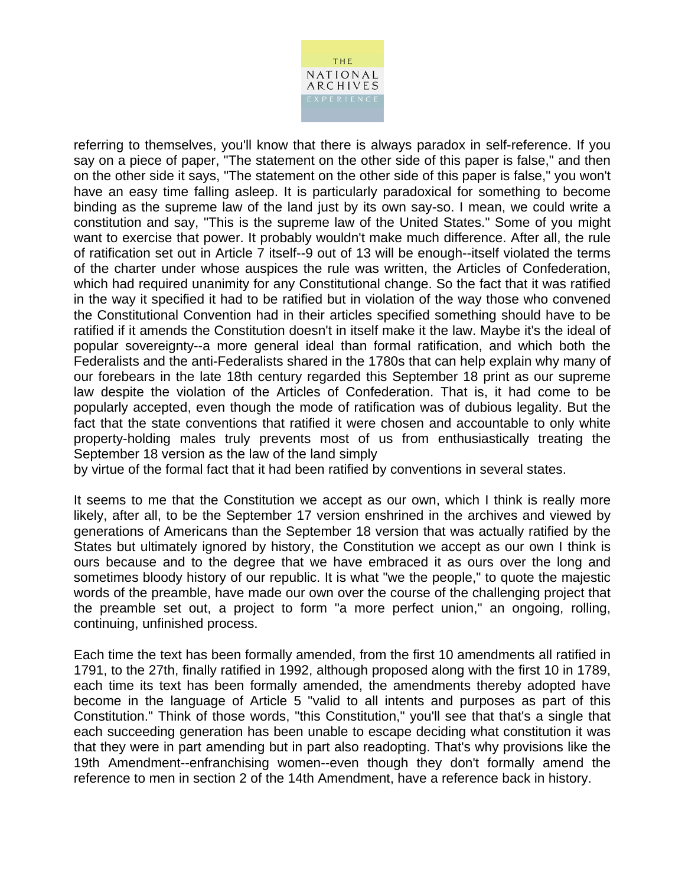referring to themselves, you'll know that there is always paradox in self-reference. If you say on a piece of paper, "The statement on the other side of this paper is false," and then on the other side it says, "The statement on the other side of this paper is false," you won't have an easy time falling asleep. It is particularly paradoxical for something to become binding as the supreme law of the land just by its own say-so. I mean, we could write a constitution and say, "This is the supreme law of the United States." Some of you might want to exercise that power. It probably wouldn't make much difference. After all, the rule of ratification set out in Article 7 itself--9 out of 13 will be enough--itself violated the terms of the charter under whose auspices the rule was written, the Articles of Confederation, which had required unanimity for any Constitutional change. So the fact that it was ratified in the way it specified it had to be ratified but in violation of the way those who convened the Constitutional Convention had in their articles specified something should have to be ratified if it amends the Constitution doesn't in itself make it the law. Maybe it's the ideal of popular sovereignty--a more general ideal than formal ratification, and which both the Federalists and the anti-Federalists shared in the 1780s that can help explain why many of our forebears in the late 18th century regarded this September 18 print as our supreme law despite the violation of the Articles of Confederation. That is, it had come to be popularly accepted, even though the mode of ratification was of dubious legality. But the fact that the state conventions that ratified it were chosen and accountable to only white property-holding males truly prevents most of us from enthusiastically treating the September 18 version as the law of the land simply by virtue of the formal fact that it had been ratified by conventions in several states.

It seems to me that the Constitution we accept as our own, which I think is really more likely, after all, to be the September 17 version enshrined in the archives and viewed by generations of Americans than the September 18 version that was actually ratified by the States but ultimately ignored by history, the Constitution we accept as our own I think is ours because and to the degree that we have embraced it as ours over the long and sometimes bloody history of our republic. It is what "we the people," to quote the majestic words of the preamble, have made our own over the course of the challenging project that the preamble set out, a project to form "a more perfect union," an ongoing, rolling, continuing, unfinished process.

Each time the text has been formally amended, from the first 10 amendments all ratified in 1791, to the 27th, finally ratified in 1992, although proposed along with the first 10 in 1789, each time its text has been formally amended, the amendments thereby adopted have become in the language of Article 5 "valid to all intents and purposes as part of this Constitution." Think of those words, "this Constitution," you'll see that that's a single that each succeeding generation has been unable to escape deciding what constitution it was that they were in part amending but in part also readopting. That's why provisions like the 19th Amendment--enfranchising women--even though they don't formally amend the reference to men in section 2 of the 14th Amendment, have a reference back in history.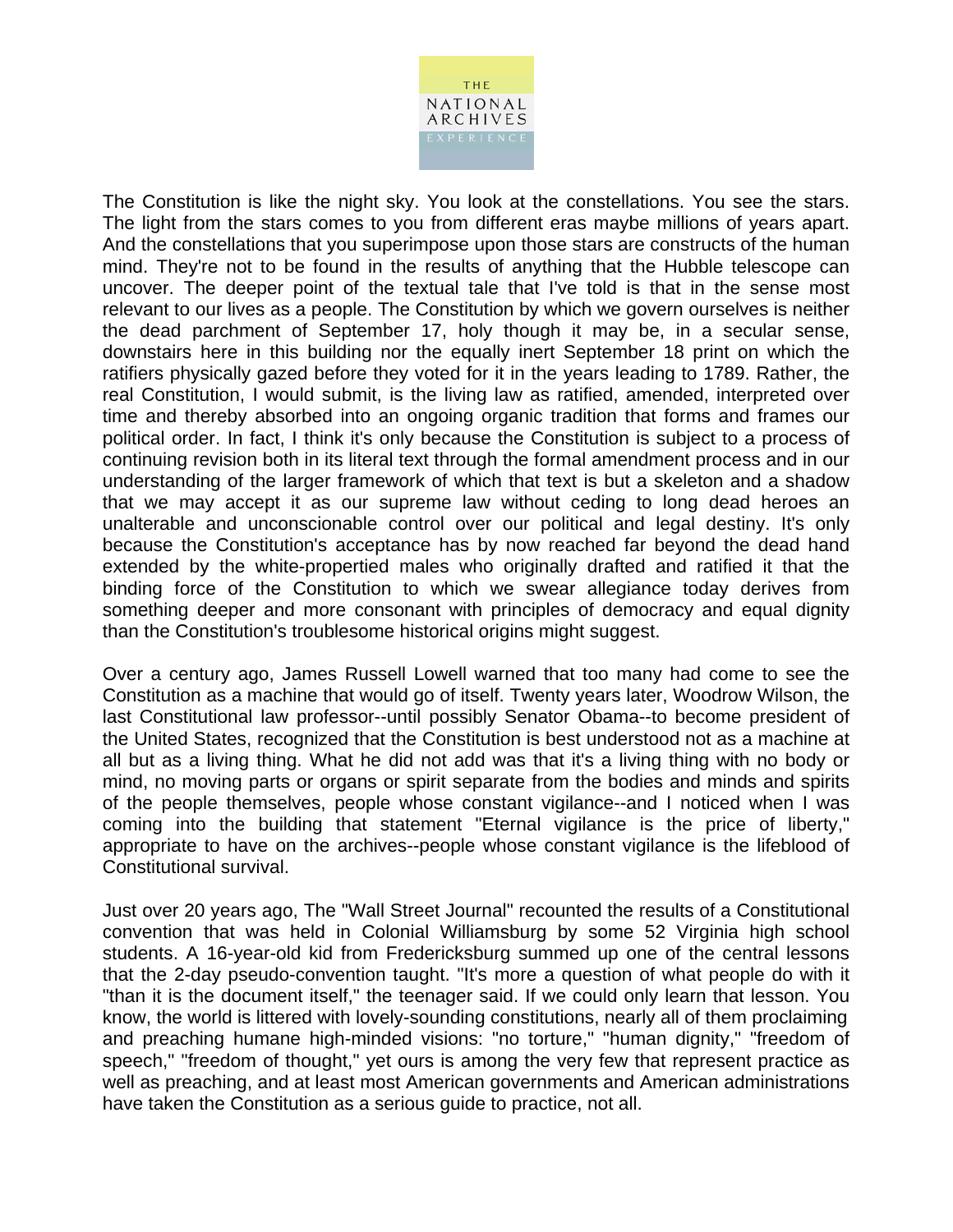The Constitution is like the night sky. You look at the constellations. You see the stars. The light from the stars comes to you from different eras maybe millions of years apart. And the constellations that you superimpose upon those stars are constructs of the human mind. They're not to be found in the results of anything that the Hubble telescope can uncover. The deeper point of the textual tale that I've told is that in the sense most relevant to our lives as a people. The Constitution by which we govern ourselves is neither the dead parchment of September 17, holy though it may be, in a secular sense, downstairs here in this building nor the equally inert September 18 print on which the ratifiers physically gazed before they voted for it in the years leading to 1789. Rather, the real Constitution, I would submit, is the living law as ratified, amended, interpreted over time and thereby absorbed into an ongoing organic tradition that forms and frames our political order. In fact, I think it's only because the Constitution is subject to a process of continuing revision both in its literal text through the formal amendment process and in our understanding of the larger framework of which that text is but a skeleton and a shadow that we may accept it as our supreme law without ceding to long dead heroes an unalterable and unconscionable control over our political and legal destiny. It's only because the Constitution's acceptance has by now reached far beyond the dead hand extended by the white-propertied males who originally drafted and ratified it that the binding force of the Constitution to which we swear allegiance today derives from something deeper and more consonant with principles of democracy and equal dignity than the Constitution's troublesome historical origins might suggest.

Over a century ago, James Russell Lowell warned that too many had come to see the Constitution as a machine that would go of itself. Twenty years later, Woodrow Wilson, the last Constitutional law professor--until possibly Senator Obama--to become president of the United States, recognized that the Constitution is best understood not as a machine at all but as a living thing. What he did not add was that it's a living thing with no body or mind, no moving parts or organs or spirit separate from the bodies and minds and spirits of the people themselves, people whose constant vigilance--and I noticed when I was coming into the building that statement "Eternal vigilance is the price of liberty," appropriate to have on the archives--people whose constant vigilance is the lifeblood of Constitutional survival.

Just over 20 years ago, The "Wall Street Journal" recounted the results of a Constitutional convention that was held in Colonial Williamsburg by some 52 Virginia high school students. A 16-year-old kid from Fredericksburg summed up one of the central lessons that the 2-day pseudo-convention taught. "It's more a question of what people do with it "than it is the document itself," the teenager said. If we could only learn that lesson. You know, the world is littered with lovely-sounding constitutions, nearly all of them proclaiming and preaching humane high-minded visions: "no torture," "human dignity," "freedom of speech," "freedom of thought," yet ours is among the very few that represent practice as well as preaching, and at least most American governments and American administrations have taken the Constitution as a serious guide to practice, not all.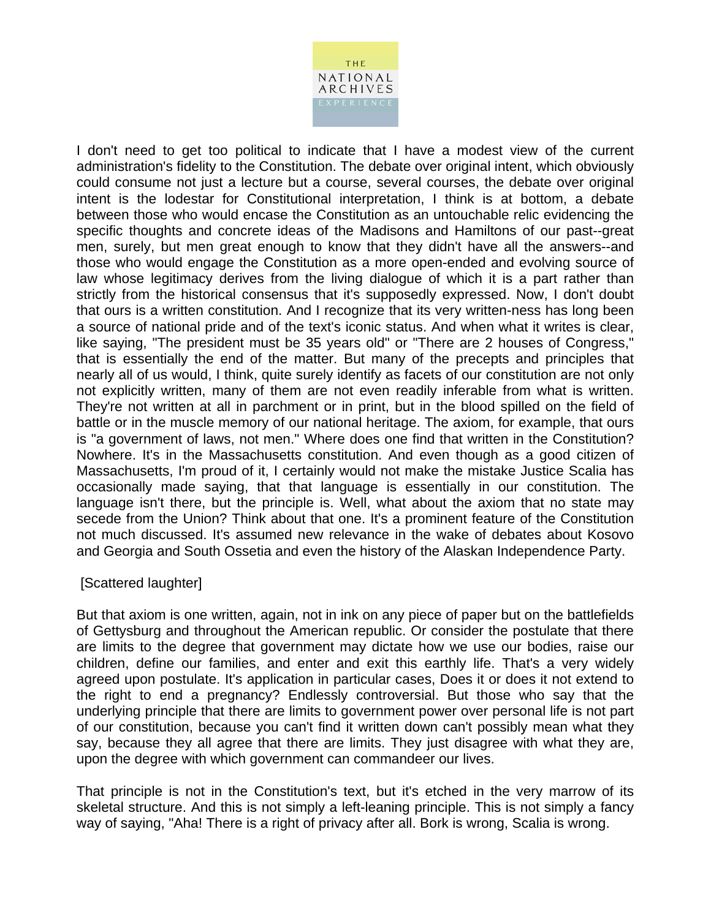I don't need to get too political to indicate that I have a modest view of the current administration's fidelity to the Constitution. The debate over original intent, which obviously could consume not just a lecture but a course, several courses, the debate over original intent is the lodestar for Constitutional interpretation, I think is at bottom, a debate between those who would encase the Constitution as an untouchable relic evidencing the specific thoughts and concrete ideas of the Madisons and Hamiltons of our past--great men, surely, but men great enough to know that they didn't have all the answers--and those who would engage the Constitution as a more open-ended and evolving source of law whose legitimacy derives from the living dialogue of which it is a part rather than strictly from the historical consensus that it's supposedly expressed. Now, I don't doubt that ours is a written constitution. And I recognize that its very written-ness has long been a source of national pride and of the text's iconic status. And when what it writes is clear, like saying, "The president must be 35 years old" or "There are 2 houses of Congress," that is essentially the end of the matter. But many of the precepts and principles that nearly all of us would, I think, quite surely identify as facets of our constitution are not only not explicitly written, many of them are not even readily inferable from what is written. They're not written at all in parchment or in print, but in the blood spilled on the field of battle or in the muscle memory of our national heritage. The axiom, for example, that ours is "a government of laws, not men." Where does one find that written in the Constitution? Nowhere. It's in the Massachusetts constitution. And even though as a good citizen of Massachusetts, I'm proud of it, I certainly would not make the mistake Justice Scalia has occasionally made saying, that that language is essentially in our constitution. The language isn't there, but the principle is. Well, what about the axiom that no state may secede from the Union? Think about that one. It's a prominent feature of the Constitution not much discussed. It's assumed new relevance in the wake of debates about Kosovo and Georgia and South Ossetia and even the history of the Alaskan Independence Party.

[Scattered laughter]

But that axiom is one written, again, not in ink on any piece of paper but on the battlefields of Gettysburg and throughout the American republic. Or consider the postulate that there are limits to the degree that government may dictate how we use our bodies, raise our children, define our families, and enter and exit this earthly life. That's a very widely agreed upon postulate. It's application in particular cases, Does it or does it not extend to the right to end a pregnancy? Endlessly controversial. But those who say that the underlying principle that there are limits to government power over personal life is not part of our constitution, because you can't find it written down can't possibly mean what they say, because they all agree that there are limits. They just disagree with what they are, upon the degree with which government can commandeer our lives.

That principle is not in the Constitution's text, but it's etched in the very marrow of its skeletal structure. And this is not simply a left-leaning principle. This is not simply a fancy way of saying, "Aha! There is a right of privacy after all. Bork is wrong, Scalia is wrong.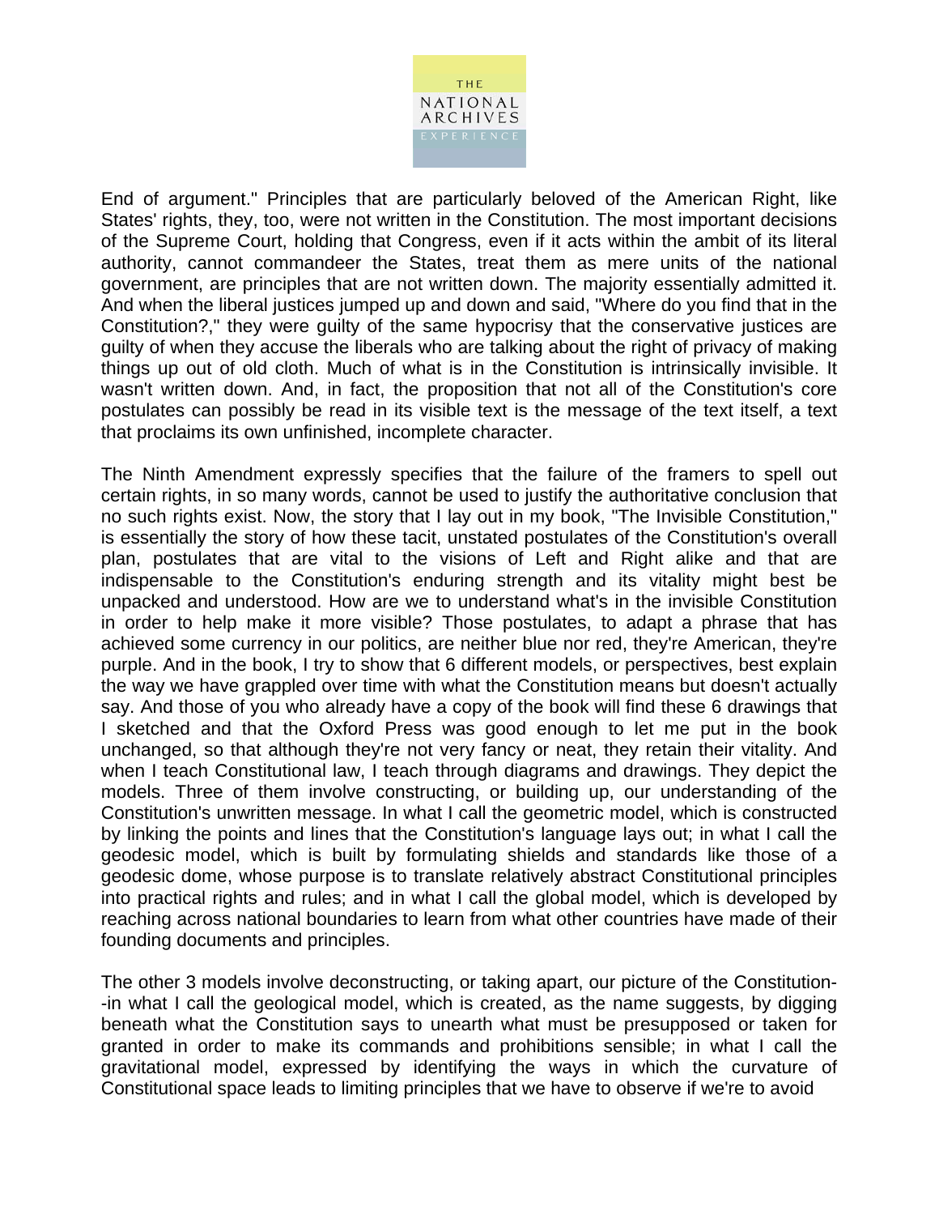End of argument." Principles that are particularly beloved of the American Right, like States' rights, they, too, were not written in the Constitution. The most important decisions of the Supreme Court, holding that Congress, even if it acts within the ambit of its literal authority, cannot commandeer the States, treat them as mere units of the national government, are principles that are not written down. The majority essentially admitted it. And when the liberal justices jumped up and down and said, "Where do you find that in the Constitution?," they were guilty of the same hypocrisy that the conservative justices are guilty of when they accuse the liberals who are talking about the right of privacy of making things up out of old cloth. Much of what is in the Constitution is intrinsically invisible. It wasn't written down. And, in fact, the proposition that not all of the Constitution's core postulates can possibly be read in its visible text is the message of the text itself, a text that proclaims its own unfinished, incomplete character.

The Ninth Amendment expressly specifies that the failure of the framers to spell out certain rights, in so many words, cannot be used to justify the authoritative conclusion that no such rights exist. Now, the story that I lay out in my book, "The Invisible Constitution," is essentially the story of how these tacit, unstated postulates of the Constitution's overall plan, postulates that are vital to the visions of Left and Right alike and that are indispensable to the Constitution's enduring strength and its vitality might best be unpacked and understood. How are we to understand what's in the invisible Constitution in order to help make it more visible? Those postulates, to adapt a phrase that has achieved some currency in our politics, are neither blue nor red, they're American, they're purple. And in the book, I try to show that 6 different models, or perspectives, best explain the way we have grappled over time with what the Constitution means but doesn't actually say. And those of you who already have a copy of the book will find these 6 drawings that I sketched and that the Oxford Press was good enough to let me put in the book unchanged, so that although they're not very fancy or neat, they retain their vitality. And when I teach Constitutional law, I teach through diagrams and drawings. They depict the models. Three of them involve constructing, or building up, our understanding of the Constitution's unwritten message. In what I call the geometric model, which is constructed by linking the points and lines that the Constitution's language lays out; in what I call the geodesic model, which is built by formulating shields and standards like those of a geodesic dome, whose purpose is to translate relatively abstract Constitutional principles into practical rights and rules; and in what I call the global model, which is developed by reaching across national boundaries to learn from what other countries have made of their founding documents and principles.

The other 3 models involve deconstructing, or taking apart, our picture of the Constitution--in what I call the geological model, which is created, as the name suggests, by digging beneath what the Constitution says to unearth what must be presupposed or taken for granted in order to make its commands and prohibitions sensible; in what I call the gravitational model, expressed by identifying the ways in which the curvature of Constitutional space leads to limiting principles that we have to observe if we're to avoid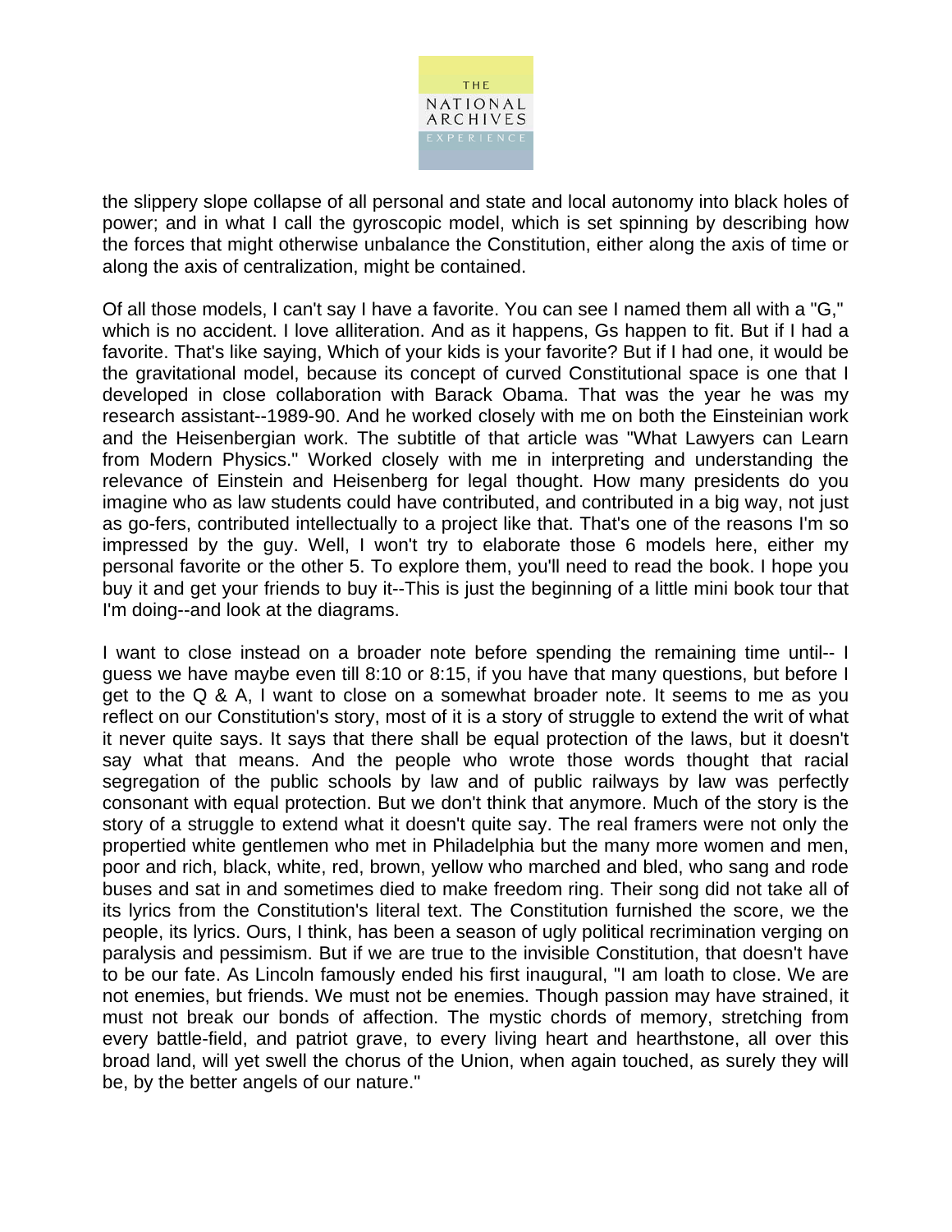the slippery slope collapse of all personal and state and local autonomy into black holes of power; and in what I call the gyroscopic model, which is set spinning by describing how the forces that might otherwise unbalance the Constitution, either along the axis of time or along the axis of centralization, might be contained.

Of all those models, I can't say I have a favorite. You can see I named them all with a "G," which is no accident. I love alliteration. And as it happens, Gs happen to fit. But if I had a favorite. That's like saying, Which of your kids is your favorite? But if I had one, it would be the gravitational model, because its concept of curved Constitutional space is one that I developed in close collaboration with Barack Obama. That was the year he was my research assistant--1989-90. And he worked closely with me on both the Einsteinian work and the Heisenbergian work. The subtitle of that article was "What Lawyers can Learn from Modern Physics." Worked closely with me in interpreting and understanding the relevance of Einstein and Heisenberg for legal thought. How many presidents do you imagine who as law students could have contributed, and contributed in a big way, not just as go-fers, contributed intellectually to a project like that. That's one of the reasons I'm so impressed by the guy. Well, I won't try to elaborate those 6 models here, either my personal favorite or the other 5. To explore them, you'll need to read the book. I hope you buy it and get your friends to buy it--This is just the beginning of a little mini book tour that I'm doing--and look at the diagrams.

I want to close instead on a broader note before spending the remaining time until-- I guess we have maybe even till 8:10 or 8:15, if you have that many questions, but before I get to the Q & A, I want to close on a somewhat broader note. It seems to me as you reflect on our Constitution's story, most of it is a story of struggle to extend the writ of what it never quite says. It says that there shall be equal protection of the laws, but it doesn't say what that means. And the people who wrote those words thought that racial segregation of the public schools by law and of public railways by law was perfectly consonant with equal protection. But we don't think that anymore. Much of the story is the story of a struggle to extend what it doesn't quite say. The real framers were not only the propertied white gentlemen who met in Philadelphia but the many more women and men, poor and rich, black, white, red, brown, yellow who marched and bled, who sang and rode buses and sat in and sometimes died to make freedom ring. Their song did not take all of its lyrics from the Constitution's literal text. The Constitution furnished the score, we the people, its lyrics. Ours, I think, has been a season of ugly political recrimination verging on paralysis and pessimism. But if we are true to the invisible Constitution, that doesn't have to be our fate. As Lincoln famously ended his first inaugural, "I am loath to close. We are not enemies, but friends. We must not be enemies. Though passion may have strained, it must not break our bonds of affection. The mystic chords of memory, stretching from every battle-field, and patriot grave, to every living heart and hearthstone, all over this broad land, will yet swell the chorus of the Union, when again touched, as surely they will be, by the better angels of our nature."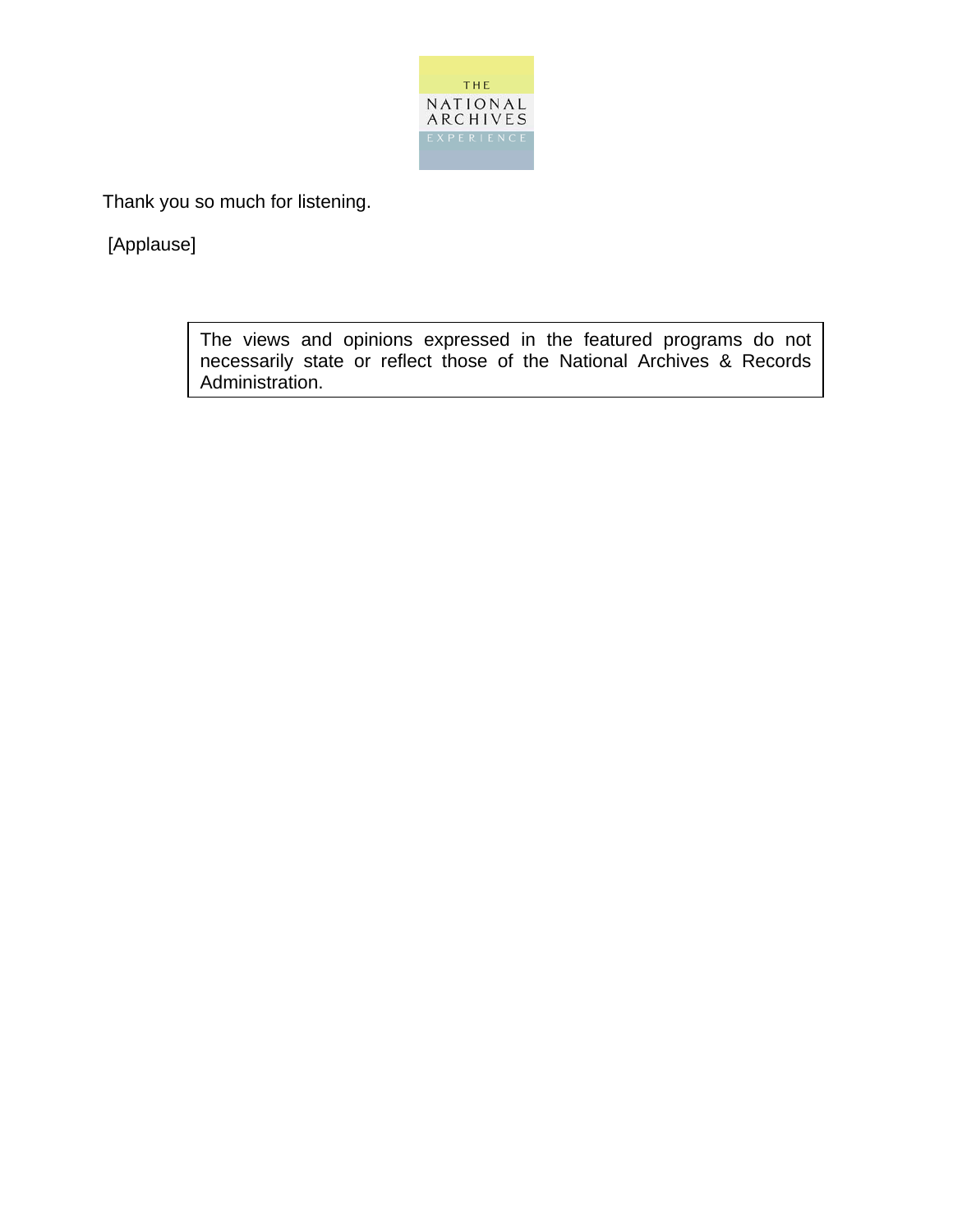Thank you so much for listening.

[Applause]

The views and opinions expressed in the featured programs do not necessarily state or reflect those of the National Archives & Records Administration.